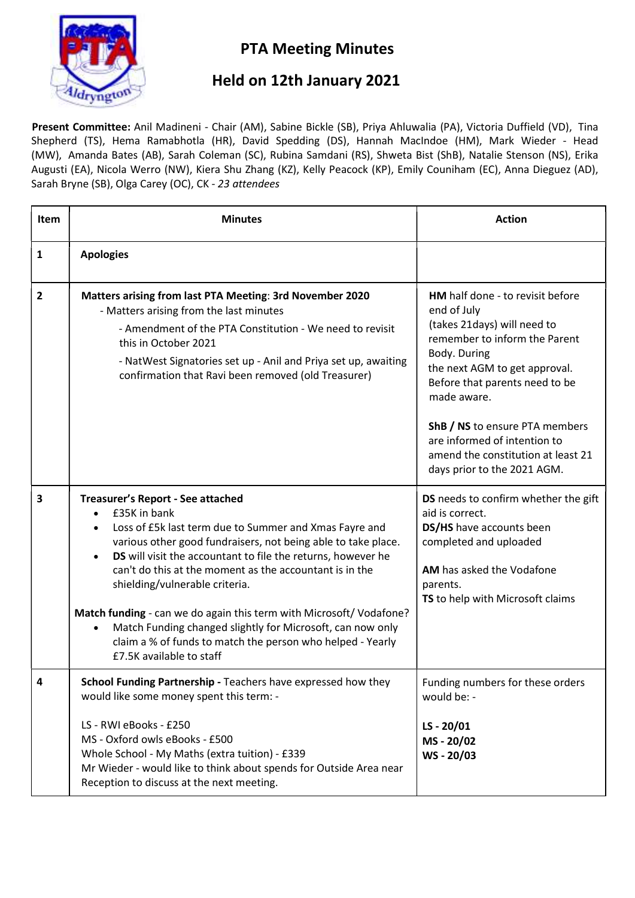# PTA Meeting Minutes

## Held on 12th January 2021

**Present Committee:** Anil Madineni - Chair (AM), Sabine Bickle (SB), Priya Ahluwalia (PA), Victoria Duffield (VD), Tina Shepherd (TS), Hema Ramabhotla (HR), David Spedding (DS), Hannah MacIndoe (HM), Mark Wieder - Head (MW), Amanda Bates (AB), Sarah Coleman (SC), Rubina Samdani (RS), Shweta Bist (ShB), Natalie Stenson (NS), Erika Augusti (EA), Nicola Werro (NW), Kiera Shu Zhang (KZ), Kelly Peacock (KP), Emily Couniham (EC), Anna Dieguez (AD), Sarah Bryne (SB), Olga Carey (OC), CK - *23 attendees*

| Item | Minutes | Action |
|---|---|---|
| 1 | **Apologies** | |
| 2 | **Matters arising from last PTA Meeting: 3rd November 2020**<br>- Matters arising from the last minutes<br>- Amendment of the PTA Constitution - We need to revisit this in October 2021<br>- NatWest Signatories set up - Anil and Priya set up, awaiting confirmation that Ravi been removed (old Treasurer) | **HM** half done - to revisit before end of July (takes 21days) will need to remember to inform the Parent Body. During the next AGM to get approval. Before that parents need to be made aware.<br><br>**ShB / NS** to ensure PTA members are informed of intention to amend the constitution at least 21 days prior to the 2021 AGM. |
| 3 | **Treasurer's Report - See attached**<br>• £35K in bank<br>• Loss of £5k last term due to Summer and Xmas Fayre and various other good fundraisers, not being able to take place.<br>• **DS** will visit the accountant to file the returns, however he can't do this at the moment as the accountant is in the shielding/vulnerable criteria.<br><br>**Match funding** - can we do again this term with Microsoft/ Vodafone?<br>• Match Funding changed slightly for Microsoft, can now only claim a % of funds to match the person who helped - Yearly £7.5K available to staff | **DS** needs to confirm whether the gift aid is correct.<br>**DS/HS** have accounts been completed and uploaded<br><br>**AM** has asked the Vodafone parents.<br>**TS** to help with Microsoft claims |
| 4 | **School Funding Partnership -** Teachers have expressed how they would like some money spent this term: -<br><br>LS - RWI eBooks - £250<br>MS - Oxford owls eBooks - £500<br>Whole School - My Maths (extra tuition) - £339<br>Mr Wieder - would like to think about spends for Outside Area near Reception to discuss at the next meeting. | Funding numbers for these orders would be: -<br><br>**LS - 20/01**<br>**MS - 20/02**<br>**WS - 20/03** |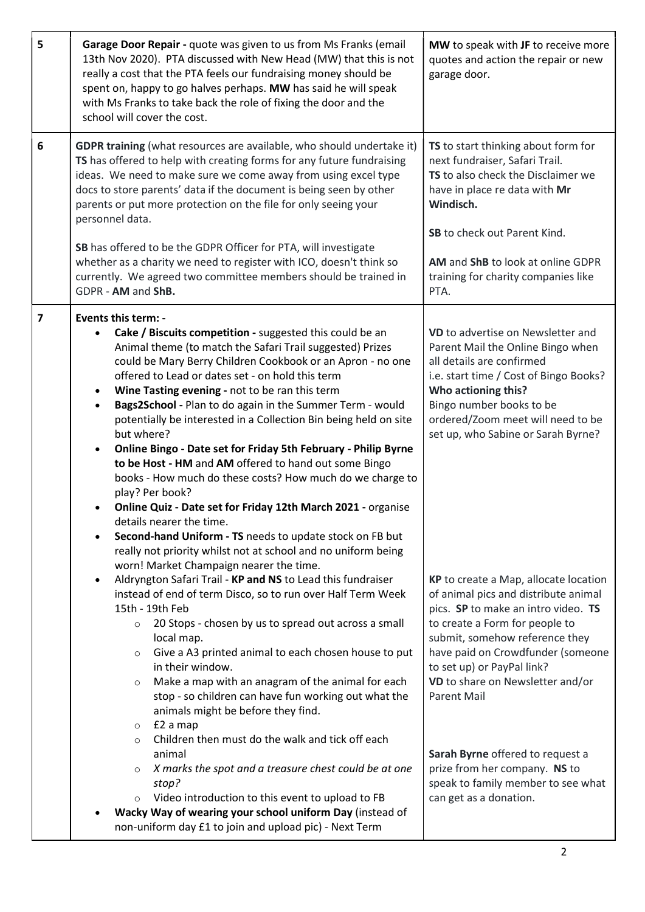| | | |
|---|---|---|
| 5 | **Garage Door Repair -** quote was given to us from Ms Franks (email 13th Nov 2020). PTA discussed with New Head (MW) that this is not really a cost that the PTA feels our fundraising money should be spent on, happy to go halves perhaps. **MW** has said he will speak with Ms Franks to take back the role of fixing the door and the school will cover the cost. | **MW** to speak with **JF** to receive more quotes and action the repair or new garage door. |
| 6 | **GDPR training** (what resources are available, who should undertake it) **TS** has offered to help with creating forms for any future fundraising ideas. We need to make sure we come away from using excel type docs to store parents' data if the document is being seen by other parents or put more protection on the file for only seeing your personnel data.<br><br>**SB** has offered to be the GDPR Officer for PTA, will investigate whether as a charity we need to register with ICO, doesn't think so currently. We agreed two committee members should be trained in GDPR - **AM** and **ShB.** | **TS** to start thinking about form for next fundraiser, Safari Trail.<br>**TS** to also check the Disclaimer we have in place re data with **Mr Windisch.**<br><br>**SB** to check out Parent Kind.<br><br>**AM** and **ShB** to look at online GDPR training for charity companies like PTA. |
| 7 | **Events this term: -**<br>• **Cake / Biscuits competition -** suggested this could be an Animal theme (to match the Safari Trail suggested) Prizes could be Mary Berry Children Cookbook or an Apron - no one offered to Lead or dates set - on hold this term<br>• **Wine Tasting evening -** not to be ran this term<br>• **Bags2School -** Plan to do again in the Summer Term - would potentially be interested in a Collection Bin being held on site but where?<br>• **Online Bingo - Date set for Friday 5th February - Philip Byrne to be Host - HM** and **AM** offered to hand out some Bingo books - How much do these costs? How much do we charge to play? Per book?<br>• **Online Quiz - Date set for Friday 12th March 2021 -** organise details nearer the time.<br>• **Second-hand Uniform - TS** needs to update stock on FB but really not priority whilst not at school and no uniform being worn! Market Champaign nearer the time.<br>• Aldryngton Safari Trail - **KP and NS** to Lead this fundraiser instead of end of term Disco, so to run over Half Term Week 15th - 19th Feb<br>  ○ 20 Stops - chosen by us to spread out across a small local map.<br>  ○ Give a A3 printed animal to each chosen house to put in their window.<br>  ○ Make a map with an anagram of the animal for each stop - so children can have fun working out what the animals might be before they find.<br>  ○ £2 a map<br>  ○ Children then must do the walk and tick off each animal<br>  ○ *X marks the spot and a treasure chest could be at one stop?*<br>  ○ Video introduction to this event to upload to FB<br>• **Wacky Way of wearing your school uniform Day** (instead of non-uniform day £1 to join and upload pic) - Next Term | **VD** to advertise on Newsletter and Parent Mail the Online Bingo when all details are confirmed i.e. start time / Cost of Bingo Books? **Who actioning this?**<br>Bingo number books to be ordered/Zoom meet will need to be set up, who Sabine or Sarah Byrne?<br><br>**KP** to create a Map, allocate location of animal pics and distribute animal pics. **SP** to make an intro video. **TS** to create a Form for people to submit, somehow reference they have paid on Crowdfunder (someone to set up) or PayPal link?<br>**VD** to share on Newsletter and/or Parent Mail<br><br>**Sarah Byrne** offered to request a prize from her company. **NS** to speak to family member to see what can get as a donation. |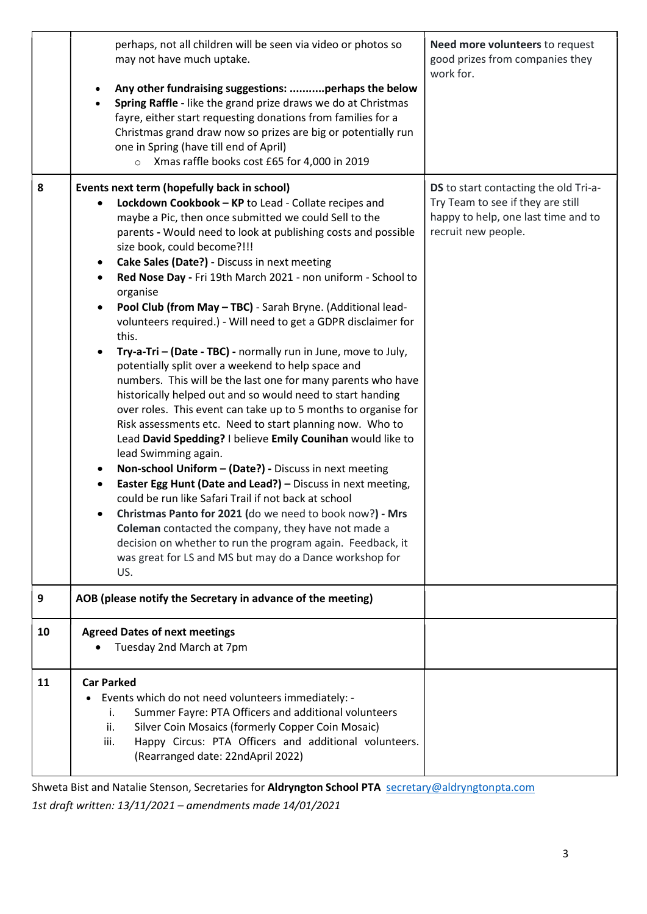| | | |
|---|---|---|
| | perhaps, not all children will be seen via video or photos so may not have much uptake.<br><br>• **Any other fundraising suggestions: ...........perhaps the below**<br>• **Spring Raffle -** like the grand prize draws we do at Christmas fayre, either start requesting donations from families for a Christmas grand draw now so prizes are big or potentially run one in Spring (have till end of April)<br>&nbsp;&nbsp;&nbsp;&nbsp;○ Xmas raffle books cost £65 for 4,000 in 2019 | **Need more volunteers** to request good prizes from companies they work for. |
| **8** | **Events next term (hopefully back in school)**<br>• **Lockdown Cookbook – KP** to Lead - Collate recipes and maybe a Pic, then once submitted we could Sell to the parents **-** Would need to look at publishing costs and possible size book, could become?!!!<br>• **Cake Sales (Date?) -** Discuss in next meeting<br>• **Red Nose Day -** Fri 19th March 2021 - non uniform - School to organise<br>• **Pool Club (from May – TBC)** - Sarah Bryne. (Additional lead-volunteers required.) - Will need to get a GDPR disclaimer for this.<br>• **Try-a-Tri – (Date - TBC) -** normally run in June, move to July, potentially split over a weekend to help space and numbers. This will be the last one for many parents who have historically helped out and so would need to start handing over roles. This event can take up to 5 months to organise for Risk assessments etc. Need to start planning now. Who to Lead **David Spedding?** I believe **Emily Counihan** would like to lead Swimming again.<br>• **Non-school Uniform – (Date?) -** Discuss in next meeting<br>• **Easter Egg Hunt (Date and Lead?) –** Discuss in next meeting, could be run like Safari Trail if not back at school<br>• **Christmas Panto for 2021 (**do we need to book now?**) - Mrs Coleman** contacted the company, they have not made a decision on whether to run the program again. Feedback, it was great for LS and MS but may do a Dance workshop for US. | **DS** to start contacting the old Tri-a-Try Team to see if they are still happy to help, one last time and to recruit new people. |
| **9** | **AOB (please notify the Secretary in advance of the meeting)** | |
| **10** | **Agreed Dates of next meetings**<br>• Tuesday 2nd March at 7pm | |
| **11** | **Car Parked**<br>• Events which do not need volunteers immediately: -<br>&nbsp;&nbsp;&nbsp;&nbsp;i. Summer Fayre: PTA Officers and additional volunteers<br>&nbsp;&nbsp;&nbsp;&nbsp;ii. Silver Coin Mosaics (formerly Copper Coin Mosaic)<br>&nbsp;&nbsp;&nbsp;&nbsp;iii. Happy Circus: PTA Officers and additional volunteers. (Rearranged date: 22ndApril 2022) | |

Shweta Bist and Natalie Stenson, Secretaries for **Aldryngton School PTA** secretary@aldryngtonpta.com

*1st draft written: 13/11/2021 – amendments made 14/01/2021*